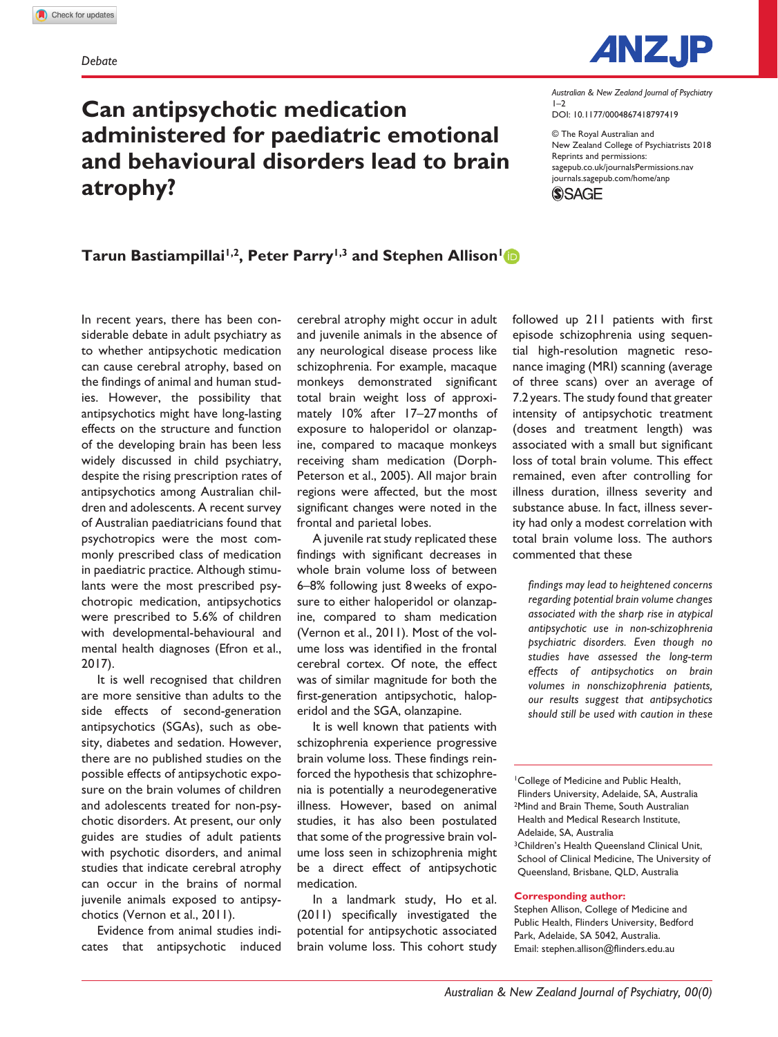Debate

# Can antipsychotic medication administered for paediatric emotional and behavioural disorders lead to brain atrophy?

Australian & New Zealand Journal of Psychiatry
1–2
DOI: 10.1177/0004867418797419

© The Royal Australian and New Zealand College of Psychiatrists 2018
Reprints and permissions:
sagepub.co.uk/journalsPermissions.nav
journals.sagepub.com/home/anp

**Tarun Bastiampillai[1,2], Peter Parry[1,3] and Stephen Allison[1]**

In recent years, there has been considerable debate in adult psychiatry as to whether antipsychotic medication can cause cerebral atrophy, based on the findings of animal and human studies. However, the possibility that antipsychotics might have long-lasting effects on the structure and function of the developing brain has been less widely discussed in child psychiatry, despite the rising prescription rates of antipsychotics among Australian children and adolescents. A recent survey of Australian paediatricians found that psychotropics were the most commonly prescribed class of medication in paediatric practice. Although stimulants were the most prescribed psychotropic medication, antipsychotics were prescribed to 5.6% of children with developmental-behavioural and mental health diagnoses (Efron et al., 2017).

It is well recognised that children are more sensitive than adults to the side effects of second-generation antipsychotics (SGAs), such as obesity, diabetes and sedation. However, there are no published studies on the possible effects of antipsychotic exposure on the brain volumes of children and adolescents treated for non-psychotic disorders. At present, our only guides are studies of adult patients with psychotic disorders, and animal studies that indicate cerebral atrophy can occur in the brains of normal juvenile animals exposed to antipsychotics (Vernon et al., 2011).

Evidence from animal studies indicates that antipsychotic induced cerebral atrophy might occur in adult and juvenile animals in the absence of any neurological disease process like schizophrenia. For example, macaque monkeys demonstrated significant total brain weight loss of approximately 10% after 17–27 months of exposure to haloperidol or olanzapine, compared to macaque monkeys receiving sham medication (Dorph-Peterson et al., 2005). All major brain regions were affected, but the most significant changes were noted in the frontal and parietal lobes.

A juvenile rat study replicated these findings with significant decreases in whole brain volume loss of between 6–8% following just 8 weeks of exposure to either haloperidol or olanzapine, compared to sham medication (Vernon et al., 2011). Most of the volume loss was identified in the frontal cerebral cortex. Of note, the effect was of similar magnitude for both the first-generation antipsychotic, haloperidol and the SGA, olanzapine.

It is well known that patients with schizophrenia experience progressive brain volume loss. These findings reinforced the hypothesis that schizophrenia is potentially a neurodegenerative illness. However, based on animal studies, it has also been postulated that some of the progressive brain volume loss seen in schizophrenia might be a direct effect of antipsychotic medication.

In a landmark study, Ho et al. (2011) specifically investigated the potential for antipsychotic associated brain volume loss. This cohort study followed up 211 patients with first episode schizophrenia using sequential high-resolution magnetic resonance imaging (MRI) scanning (average of three scans) over an average of 7.2 years. The study found that greater intensity of antipsychotic treatment (doses and treatment length) was associated with a small but significant loss of total brain volume. This effect remained, even after controlling for illness duration, illness severity and substance abuse. In fact, illness severity had only a modest correlation with total brain volume loss. The authors commented that these

> *findings may lead to heightened concerns regarding potential brain volume changes associated with the sharp rise in atypical antipsychotic use in non-schizophrenia psychiatric disorders. Even though no studies have assessed the long-term effects of antipsychotics on brain volumes in nonschizophrenia patients, our results suggest that antipsychotics should still be used with caution in these*

[1]College of Medicine and Public Health, Flinders University, Adelaide, SA, Australia
[2]Mind and Brain Theme, South Australian Health and Medical Research Institute, Adelaide, SA, Australia
[3]Children's Health Queensland Clinical Unit, School of Clinical Medicine, The University of Queensland, Brisbane, QLD, Australia

**Corresponding author:**
Stephen Allison, College of Medicine and Public Health, Flinders University, Bedford Park, Adelaide, SA 5042, Australia.
Email: stephen.allison@flinders.edu.au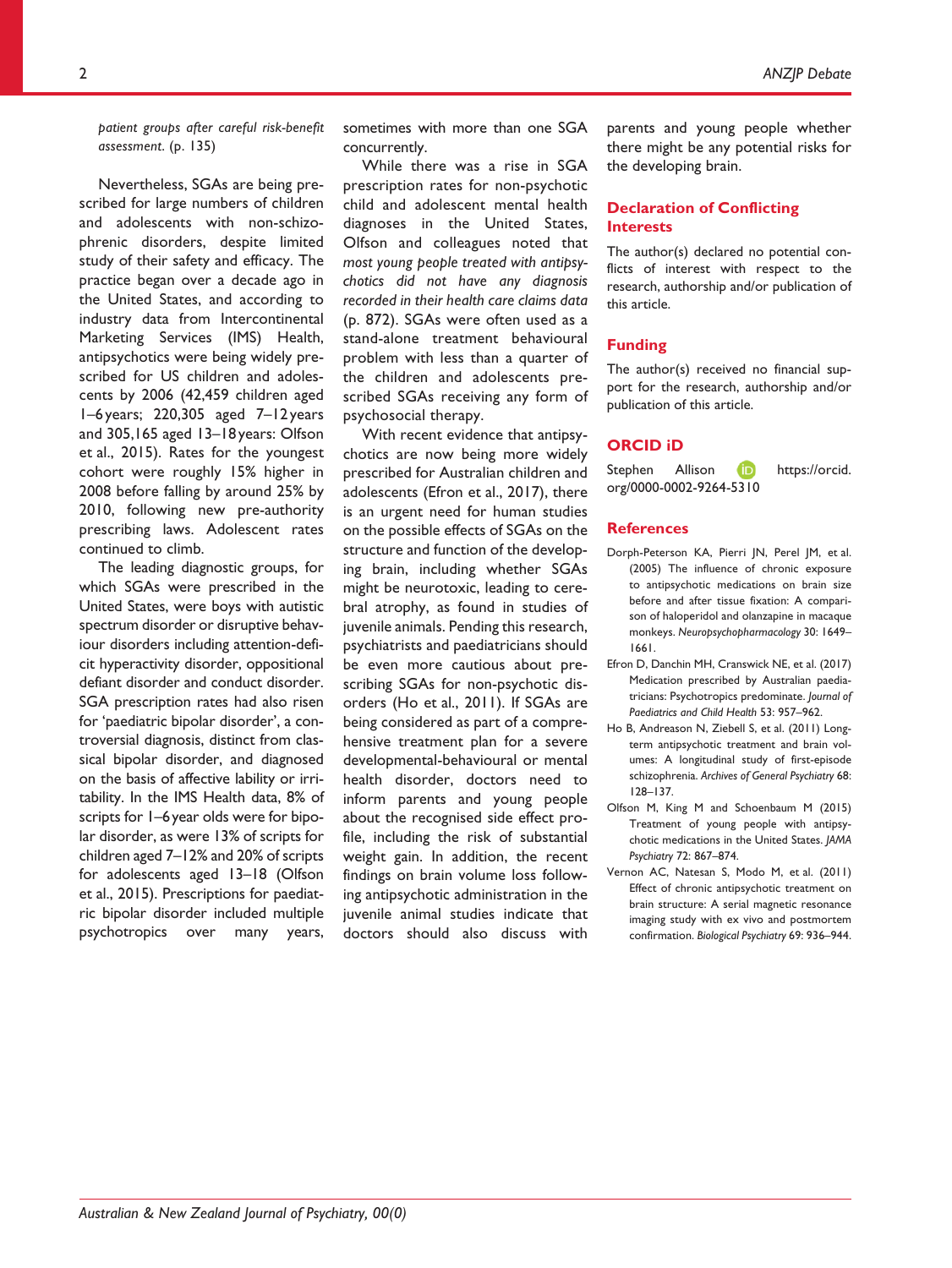*patient groups after careful risk-benefit assessment.* (p. 135)

Nevertheless, SGAs are being prescribed for large numbers of children and adolescents with non-schizophrenic disorders, despite limited study of their safety and efficacy. The practice began over a decade ago in the United States, and according to industry data from Intercontinental Marketing Services (IMS) Health, antipsychotics were being widely prescribed for US children and adolescents by 2006 (42,459 children aged 1–6 years; 220,305 aged 7–12 years and 305,165 aged 13–18 years: Olfson et al., 2015). Rates for the youngest cohort were roughly 15% higher in 2008 before falling by around 25% by 2010, following new pre-authority prescribing laws. Adolescent rates continued to climb.

The leading diagnostic groups, for which SGAs were prescribed in the United States, were boys with autistic spectrum disorder or disruptive behaviour disorders including attention-deficit hyperactivity disorder, oppositional defiant disorder and conduct disorder. SGA prescription rates had also risen for 'paediatric bipolar disorder', a controversial diagnosis, distinct from classical bipolar disorder, and diagnosed on the basis of affective lability or irritability. In the IMS Health data, 8% of scripts for 1–6 year olds were for bipolar disorder, as were 13% of scripts for children aged 7–12% and 20% of scripts for adolescents aged 13–18 (Olfson et al., 2015). Prescriptions for paediatric bipolar disorder included multiple psychotropics over many years, sometimes with more than one SGA concurrently.

While there was a rise in SGA prescription rates for non-psychotic child and adolescent mental health diagnoses in the United States, Olfson and colleagues noted that *most young people treated with antipsychotics did not have any diagnosis recorded in their health care claims data* (p. 872). SGAs were often used as a stand-alone treatment behavioural problem with less than a quarter of the children and adolescents prescribed SGAs receiving any form of psychosocial therapy.

With recent evidence that antipsychotics are now being more widely prescribed for Australian children and adolescents (Efron et al., 2017), there is an urgent need for human studies on the possible effects of SGAs on the structure and function of the developing brain, including whether SGAs might be neurotoxic, leading to cerebral atrophy, as found in studies of juvenile animals. Pending this research, psychiatrists and paediatricians should be even more cautious about prescribing SGAs for non-psychotic disorders (Ho et al., 2011). If SGAs are being considered as part of a comprehensive treatment plan for a severe developmental-behavioural or mental health disorder, doctors need to inform parents and young people about the recognised side effect profile, including the risk of substantial weight gain. In addition, the recent findings on brain volume loss following antipsychotic administration in the juvenile animal studies indicate that doctors should also discuss with parents and young people whether there might be any potential risks for the developing brain.

## Declaration of Conflicting Interests

The author(s) declared no potential conflicts of interest with respect to the research, authorship and/or publication of this article.

## Funding

The author(s) received no financial support for the research, authorship and/or publication of this article.

## ORCID iD

Stephen Allison https://orcid.org/0000-0002-9264-5310

## References

Dorph-Peterson KA, Pierri JN, Perel JM, et al. (2005) The influence of chronic exposure to antipsychotic medications on brain size before and after tissue fixation: A comparison of haloperidol and olanzapine in macaque monkeys. *Neuropsychopharmacology* 30: 1649–1661.

Efron D, Danchin MH, Cranswick NE, et al. (2017) Medication prescribed by Australian paediatricians: Psychotropics predominate. *Journal of Paediatrics and Child Health* 53: 957–962.

Ho B, Andreason N, Ziebell S, et al. (2011) Long-term antipsychotic treatment and brain volumes: A longitudinal study of first-episode schizophrenia. *Archives of General Psychiatry* 68: 128–137.

Olfson M, King M and Schoenbaum M (2015) Treatment of young people with antipsychotic medications in the United States. *JAMA Psychiatry* 72: 867–874.

Vernon AC, Natesan S, Modo M, et al. (2011) Effect of chronic antipsychotic treatment on brain structure: A serial magnetic resonance imaging study with ex vivo and postmortem confirmation. *Biological Psychiatry* 69: 936–944.